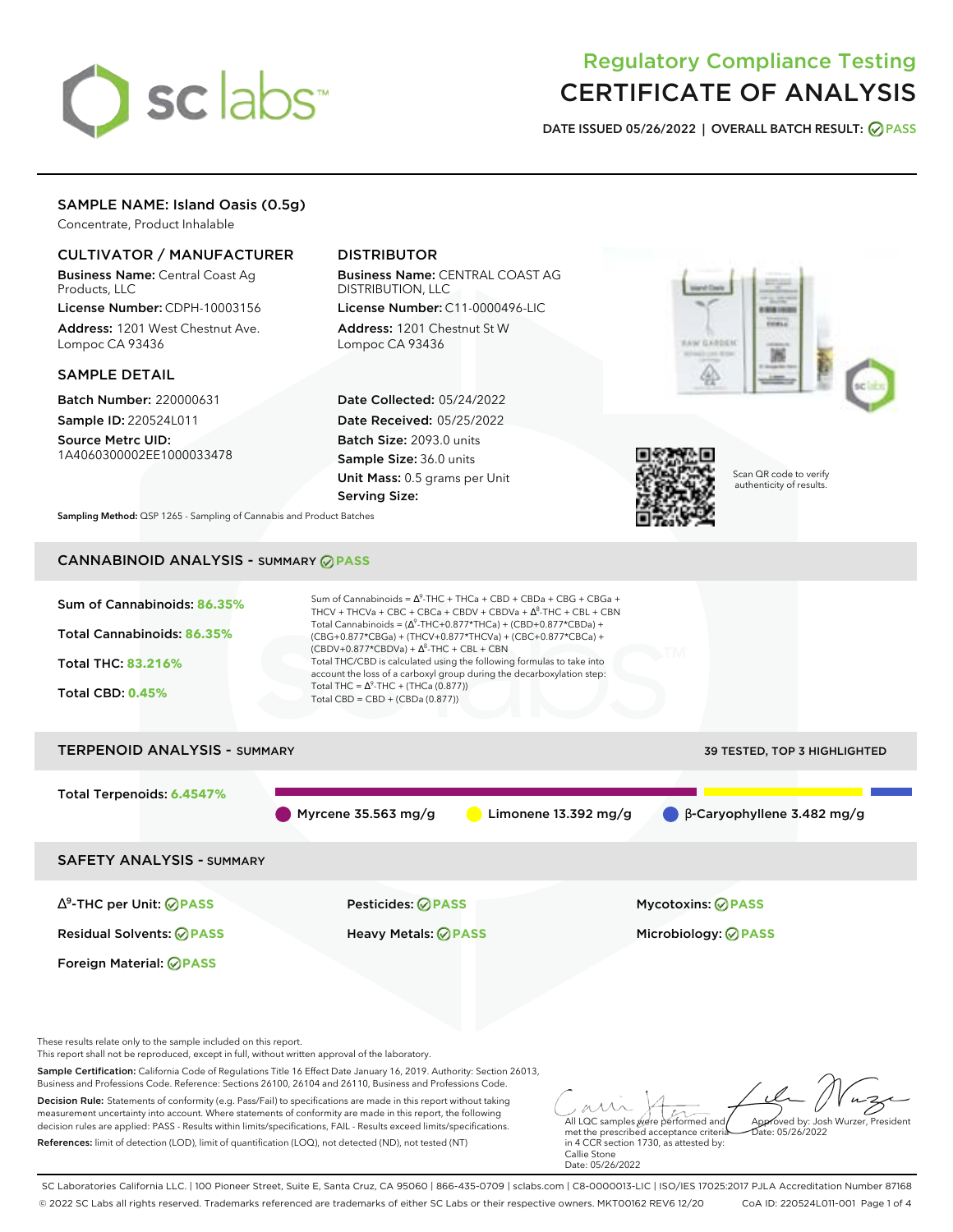# Regulatory Compliance Testing
# CERTIFICATE OF ANALYSIS

**DATE ISSUED** 05/26/2022 | **OVERALL BATCH RESULT:** PASS

## SAMPLE NAME: Island Oasis (0.5g)

Concentrate, Product Inhalable

### CULTIVATOR / MANUFACTURER

**Business Name:** Central Coast Ag Products, LLC

**License Number:** CDPH-10003156

**Address:** 1201 West Chestnut Ave. Lompoc CA 93436

### DISTRIBUTOR

**Business Name:** CENTRAL COAST AG DISTRIBUTION, LLC

**License Number:** C11-0000496-LIC

**Address:** 1201 Chestnut St W Lompoc CA 93436

### SAMPLE DETAIL

**Batch Number:** 220000631

**Sample ID:** 220524L011

**Source Metrc UID:** 1A4060300002EE1000033478

**Date Collected:** 05/24/2022

**Date Received:** 05/25/2022

**Batch Size:** 2093.0 units

**Sample Size:** 36.0 units

**Unit Mass:** 0.5 grams per Unit

**Serving Size:**

Scan QR code to verify authenticity of results.

**Sampling Method:** QSP 1265 - Sampling of Cannabis and Product Batches

## CANNABINOID ANALYSIS - SUMMARY PASS

**Sum of Cannabinoids:** 86.35%

**Total Cannabinoids:** 86.35%

**Total THC:** 83.216%

**Total CBD:** 0.45%

Sum of Cannabinoids = $\Delta^9$-THC + THCa + CBD + CBDa + CBG + CBGa + THCV + THCVa + CBC + CBCa + CBDV + CBDVa + $\Delta^8$-THC + CBL + CBN

Total Cannabinoids = ($\Delta^9$-THC+0.877*THCa) + (CBD+0.877*CBDa) + (CBG+0.877*CBGa) + (THCV+0.877*THCVa) + (CBC+0.877*CBCa) + (CBDV+0.877*CBDVa) + $\Delta^8$-THC + CBL + CBN

Total THC/CBD is calculated using the following formulas to take into account the loss of a carboxyl group during the decarboxylation step:

Total THC = $\Delta^9$-THC + (THCa (0.877))

Total CBD = CBD + (CBDa (0.877))

## TERPENOID ANALYSIS - SUMMARY

39 TESTED, TOP 3 HIGHLIGHTED

**Total Terpenoids:** 6.4547%

Myrcene 35.563 mg/g | Limonene 13.392 mg/g | β-Caryophyllene 3.482 mg/g

## SAFETY ANALYSIS - SUMMARY

| | | |
|---|---|---|
| $\Delta^9$-THC per Unit: PASS | Pesticides: PASS | Mycotoxins: PASS |
| Residual Solvents: PASS | Heavy Metals: PASS | Microbiology: PASS |
| Foreign Material: PASS | | |

These results relate only to the sample included on this report.
This report shall not be reproduced, except in full, without written approval of the laboratory.

**Sample Certification:** California Code of Regulations Title 16 Effect Date January 16, 2019. Authority: Section 26013, Business and Professions Code. Reference: Sections 26100, 26104 and 26110, Business and Professions Code.

**Decision Rule:** Statements of conformity (e.g. Pass/Fail) to specifications are made in this report without taking measurement uncertainty into account. Where statements of conformity are made in this report, the following decision rules are applied: PASS - Results within limits/specifications, FAIL - Results exceed limits/specifications.

**References:** limit of detection (LOD), limit of quantification (LOQ), not detected (ND), not tested (NT)

All LQC samples were performed and met the prescribed acceptance criteria in 4 CCR section 1730, as attested by: Callie Stone Date: 05/26/2022

Approved by: Josh Wurzer, President Date: 05/26/2022

SC Laboratories California LLC. | 100 Pioneer Street, Suite E, Santa Cruz, CA 95060 | 866-435-0709 | sclabs.com | C8-0000013-LIC | ISO/IES 17025:2017 PJLA Accreditation Number 87168
© 2022 SC Labs all rights reserved. Trademarks referenced are trademarks of either SC Labs or their respective owners. MKT00162 REV6 12/20 CoA ID: 220524L011-001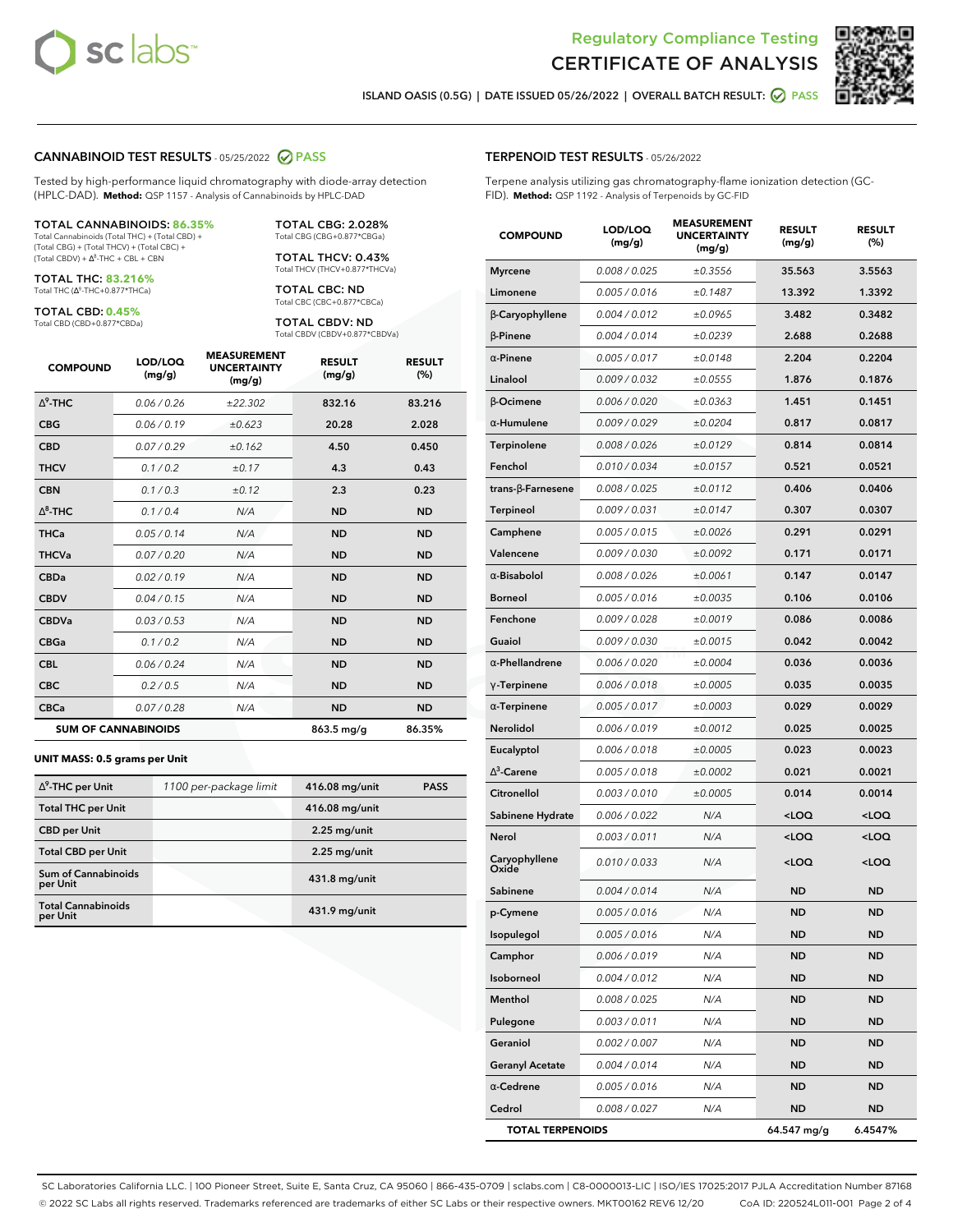# Regulatory Compliance Testing
# CERTIFICATE OF ANALYSIS

ISLAND OASIS (0.5G) | DATE ISSUED 05/26/2022 | OVERALL BATCH RESULT: PASS

## CANNABINOID TEST RESULTS - 05/25/2022 PASS

Tested by high-performance liquid chromatography with diode-array detection (HPLC-DAD). **Method:** QSP 1157 - Analysis of Cannabinoids by HPLC-DAD

**TOTAL CANNABINOIDS: 86.35%**
Total Cannabinoids (Total THC) + (Total CBD) + (Total CBG) + (Total THCV) + (Total CBC) + (Total CBDV) + $\Delta^8$-THC + CBL + CBN

**TOTAL THC: 83.216%**
Total THC ($\Delta^9$-THC+0.877*THCa)

**TOTAL CBD: 0.45%**
Total CBD (CBD+0.877*CBDa)

**TOTAL CBG: 2.028%**
Total CBG (CBG+0.877*CBGa)

**TOTAL THCV: 0.43%**
Total THCV (THCV+0.877*THCVa)

**TOTAL CBC: ND**
Total CBC (CBC+0.877*CBCa)

**TOTAL CBDV: ND**
Total CBDV (CBDV+0.877*CBDVa)

| COMPOUND | LOD/LOQ (mg/g) | MEASUREMENT UNCERTAINTY (mg/g) | RESULT (mg/g) | RESULT (%) |
|---|---|---|---|---|
| $\Delta^9$-THC | 0.06 / 0.26 | ±22.302 | 832.16 | 83.216 |
| CBG | 0.06 / 0.19 | ±0.623 | 20.28 | 2.028 |
| CBD | 0.07 / 0.29 | ±0.162 | 4.50 | 0.450 |
| THCV | 0.1 / 0.2 | ±0.17 | 4.3 | 0.43 |
| CBN | 0.1 / 0.3 | ±0.12 | 2.3 | 0.23 |
| $\Delta^8$-THC | 0.1 / 0.4 | N/A | ND | ND |
| THCa | 0.05 / 0.14 | N/A | ND | ND |
| THCVa | 0.07 / 0.20 | N/A | ND | ND |
| CBDa | 0.02 / 0.19 | N/A | ND | ND |
| CBDV | 0.04 / 0.15 | N/A | ND | ND |
| CBDVa | 0.03 / 0.53 | N/A | ND | ND |
| CBGa | 0.1 / 0.2 | N/A | ND | ND |
| CBL | 0.06 / 0.24 | N/A | ND | ND |
| CBC | 0.2 / 0.5 | N/A | ND | ND |
| CBCa | 0.07 / 0.28 | N/A | ND | ND |
| **SUM OF CANNABINOIDS** | | | 863.5 mg/g | 86.35% |

**UNIT MASS: 0.5 grams per Unit**

| | | | |
|---|---|---|---|
| $\Delta^9$-THC per Unit | 1100 per-package limit | 416.08 mg/unit | PASS |
| Total THC per Unit | | 416.08 mg/unit | |
| CBD per Unit | | 2.25 mg/unit | |
| Total CBD per Unit | | 2.25 mg/unit | |
| Sum of Cannabinoids per Unit | | 431.8 mg/unit | |
| Total Cannabinoids per Unit | | 431.9 mg/unit | |

## TERPENOID TEST RESULTS - 05/26/2022

Terpene analysis utilizing gas chromatography-flame ionization detection (GC-FID). **Method:** QSP 1192 - Analysis of Terpenoids by GC-FID

| COMPOUND | LOD/LOQ (mg/g) | MEASUREMENT UNCERTAINTY (mg/g) | RESULT (mg/g) | RESULT (%) |
|---|---|---|---|---|
| Myrcene | 0.008 / 0.025 | ±0.3556 | 35.563 | 3.5563 |
| Limonene | 0.005 / 0.016 | ±0.1487 | 13.392 | 1.3392 |
| β-Caryophyllene | 0.004 / 0.012 | ±0.0965 | 3.482 | 0.3482 |
| β-Pinene | 0.004 / 0.014 | ±0.0239 | 2.688 | 0.2688 |
| α-Pinene | 0.005 / 0.017 | ±0.0148 | 2.204 | 0.2204 |
| Linalool | 0.009 / 0.032 | ±0.0555 | 1.876 | 0.1876 |
| β-Ocimene | 0.006 / 0.020 | ±0.0363 | 1.451 | 0.1451 |
| α-Humulene | 0.009 / 0.029 | ±0.0204 | 0.817 | 0.0817 |
| Terpinolene | 0.008 / 0.026 | ±0.0129 | 0.814 | 0.0814 |
| Fenchol | 0.010 / 0.034 | ±0.0157 | 0.521 | 0.0521 |
| trans-β-Farnesene | 0.008 / 0.025 | ±0.0112 | 0.406 | 0.0406 |
| Terpineol | 0.009 / 0.031 | ±0.0147 | 0.307 | 0.0307 |
| Camphene | 0.005 / 0.015 | ±0.0026 | 0.291 | 0.0291 |
| Valencene | 0.009 / 0.030 | ±0.0092 | 0.171 | 0.0171 |
| α-Bisabolol | 0.008 / 0.026 | ±0.0061 | 0.147 | 0.0147 |
| Borneol | 0.005 / 0.016 | ±0.0035 | 0.106 | 0.0106 |
| Fenchone | 0.009 / 0.028 | ±0.0019 | 0.086 | 0.0086 |
| Guaiol | 0.009 / 0.030 | ±0.0015 | 0.042 | 0.0042 |
| α-Phellandrene | 0.006 / 0.020 | ±0.0004 | 0.036 | 0.0036 |
| γ-Terpinene | 0.006 / 0.018 | ±0.0005 | 0.035 | 0.0035 |
| α-Terpinene | 0.005 / 0.017 | ±0.0003 | 0.029 | 0.0029 |
| Nerolidol | 0.006 / 0.019 | ±0.0012 | 0.025 | 0.0025 |
| Eucalyptol | 0.006 / 0.018 | ±0.0005 | 0.023 | 0.0023 |
| $\Delta^3$-Carene | 0.005 / 0.018 | ±0.0002 | 0.021 | 0.0021 |
| Citronellol | 0.003 / 0.010 | ±0.0005 | 0.014 | 0.0014 |
| Sabinene Hydrate | 0.006 / 0.022 | N/A | <LOQ | <LOQ |
| Nerol | 0.003 / 0.011 | N/A | <LOQ | <LOQ |
| Caryophyllene Oxide | 0.010 / 0.033 | N/A | <LOQ | <LOQ |
| Sabinene | 0.004 / 0.014 | N/A | ND | ND |
| p-Cymene | 0.005 / 0.016 | N/A | ND | ND |
| Isopulegol | 0.005 / 0.016 | N/A | ND | ND |
| Camphor | 0.006 / 0.019 | N/A | ND | ND |
| Isoborneol | 0.004 / 0.012 | N/A | ND | ND |
| Menthol | 0.008 / 0.025 | N/A | ND | ND |
| Pulegone | 0.003 / 0.011 | N/A | ND | ND |
| Geraniol | 0.002 / 0.007 | N/A | ND | ND |
| Geranyl Acetate | 0.004 / 0.014 | N/A | ND | ND |
| α-Cedrene | 0.005 / 0.016 | N/A | ND | ND |
| Cedrol | 0.008 / 0.027 | N/A | ND | ND |
| **TOTAL TERPENOIDS** | | | 64.547 mg/g | 6.4547% |

SC Laboratories California LLC. | 100 Pioneer Street, Suite E, Santa Cruz, CA 95060 | 866-435-0709 | sclabs.com | C8-0000013-LIC | ISO/IES 17025:2017 PJLA Accreditation Number 87168
© 2022 SC Labs all rights reserved. Trademarks referenced are trademarks of either SC Labs or their respective owners. MKT00162 REV6 12/20 CoA ID: 220524L011-001